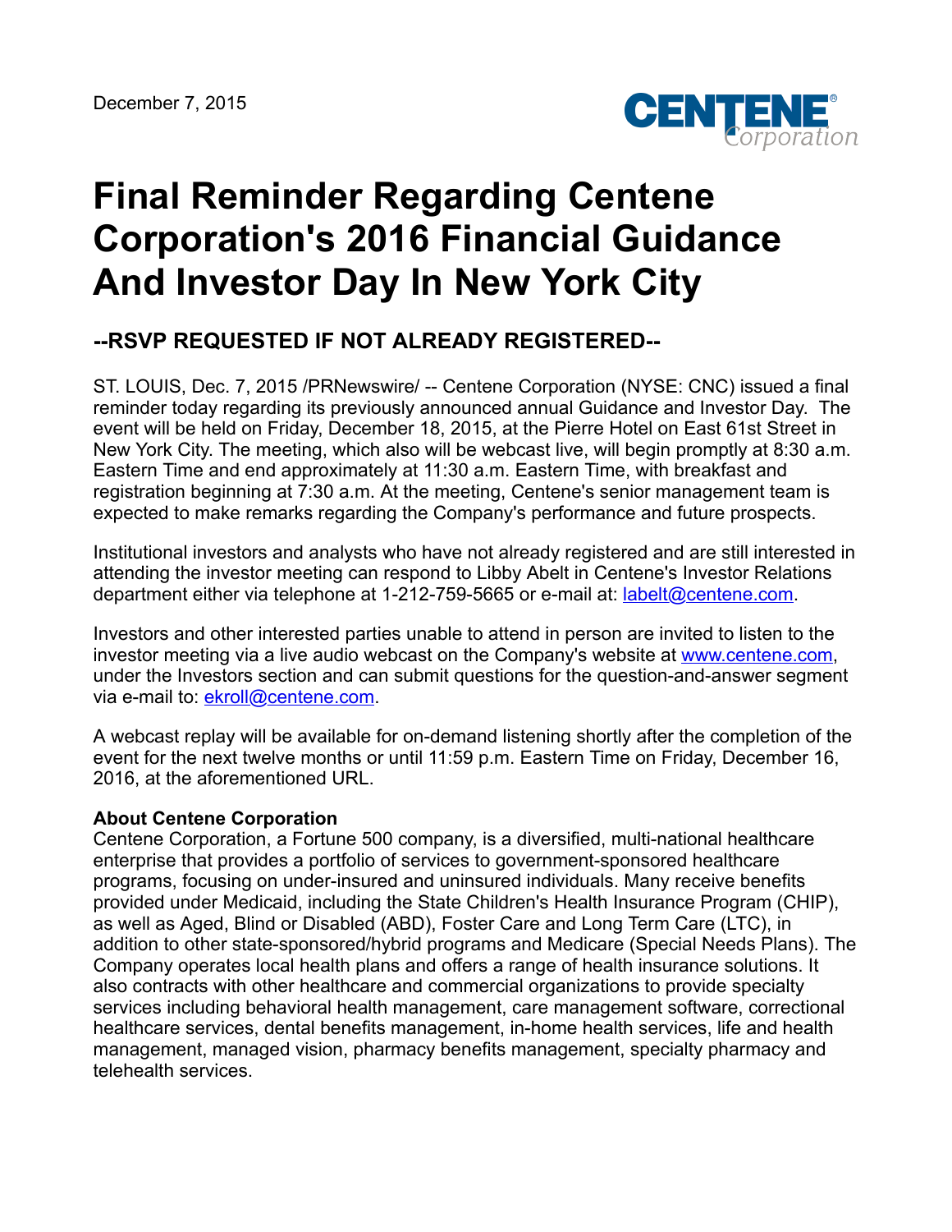December 7, 2015

# Final Reminder Regarding Centene Corporation's 2016 Financial Guidance And Investor Day In New York City

## --RSVP REQUESTED IF NOT ALREADY REGISTERED--

ST. LOUIS, Dec. 7, 2015 /PRNewswire/ -- Centene Corporation (NYSE: CNC) issued a final reminder today regarding its previously announced annual Guidance and Investor Day. The event will be held on Friday, December 18, 2015, at the Pierre Hotel on East 61st Street in New York City. The meeting, which also will be webcast live, will begin promptly at 8:30 a.m. Eastern Time and end approximately at 11:30 a.m. Eastern Time, with breakfast and registration beginning at 7:30 a.m. At the meeting, Centene's senior management team is expected to make remarks regarding the Company's performance and future prospects.

Institutional investors and analysts who have not already registered and are still interested in attending the investor meeting can respond to Libby Abelt in Centene's Investor Relations department either via telephone at 1-212-759-5665 or e-mail at: labelt@centene.com.

Investors and other interested parties unable to attend in person are invited to listen to the investor meeting via a live audio webcast on the Company's website at www.centene.com, under the Investors section and can submit questions for the question-and-answer segment via e-mail to: ekroll@centene.com.

A webcast replay will be available for on-demand listening shortly after the completion of the event for the next twelve months or until 11:59 p.m. Eastern Time on Friday, December 16, 2016, at the aforementioned URL.

**About Centene Corporation**

Centene Corporation, a Fortune 500 company, is a diversified, multi-national healthcare enterprise that provides a portfolio of services to government-sponsored healthcare programs, focusing on under-insured and uninsured individuals. Many receive benefits provided under Medicaid, including the State Children's Health Insurance Program (CHIP), as well as Aged, Blind or Disabled (ABD), Foster Care and Long Term Care (LTC), in addition to other state-sponsored/hybrid programs and Medicare (Special Needs Plans). The Company operates local health plans and offers a range of health insurance solutions. It also contracts with other healthcare and commercial organizations to provide specialty services including behavioral health management, care management software, correctional healthcare services, dental benefits management, in-home health services, life and health management, managed vision, pharmacy benefits management, specialty pharmacy and telehealth services.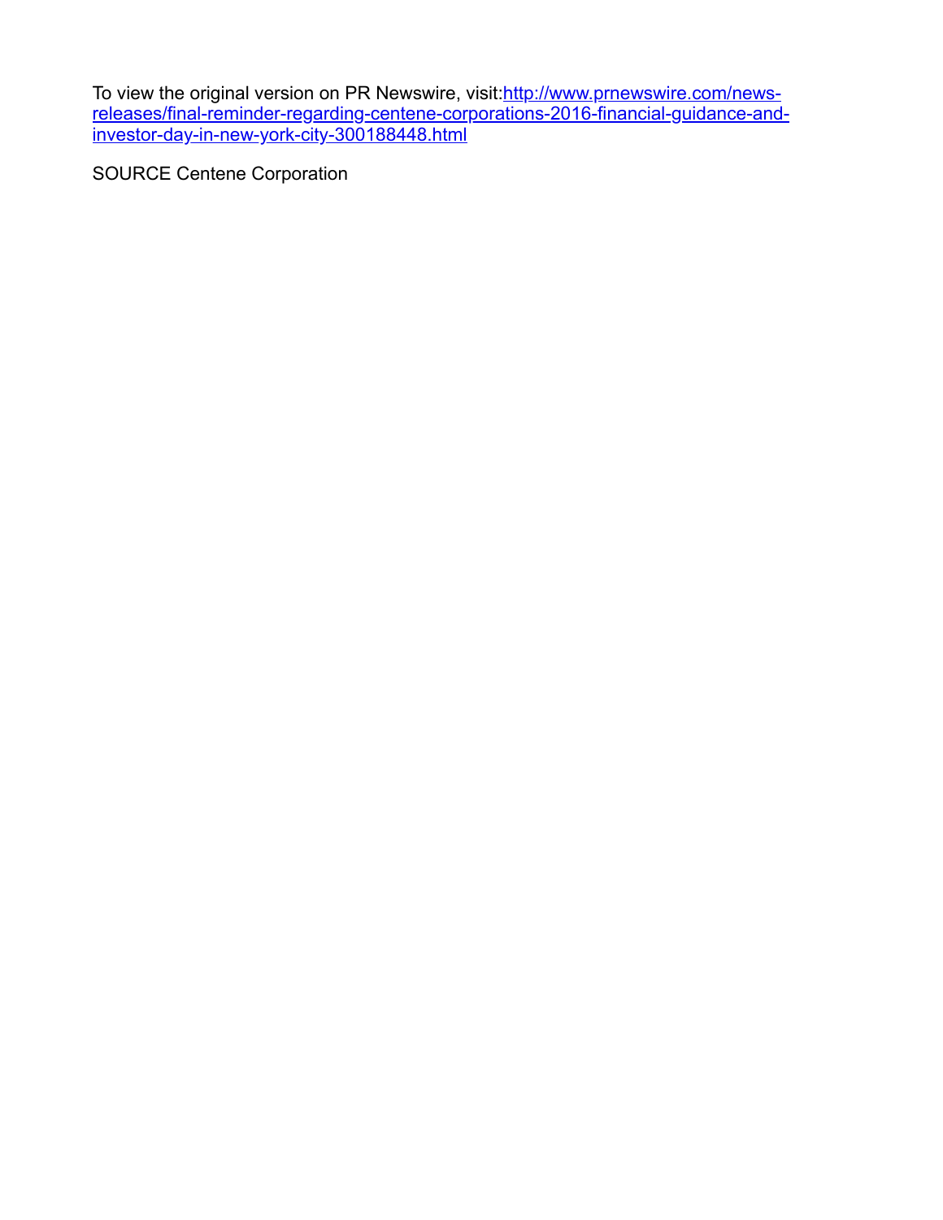To view the original version on PR Newswire, visit:[http://www.prnewswire.com/news-releases/final-reminder-regarding-centene-corporations-2016-financial-guidance-and-investor-day-in-new-york-city-300188448.html](http://www.prnewswire.com/news-releases/final-reminder-regarding-centene-corporations-2016-financial-guidance-and-investor-day-in-new-york-city-300188448.html)

SOURCE Centene Corporation